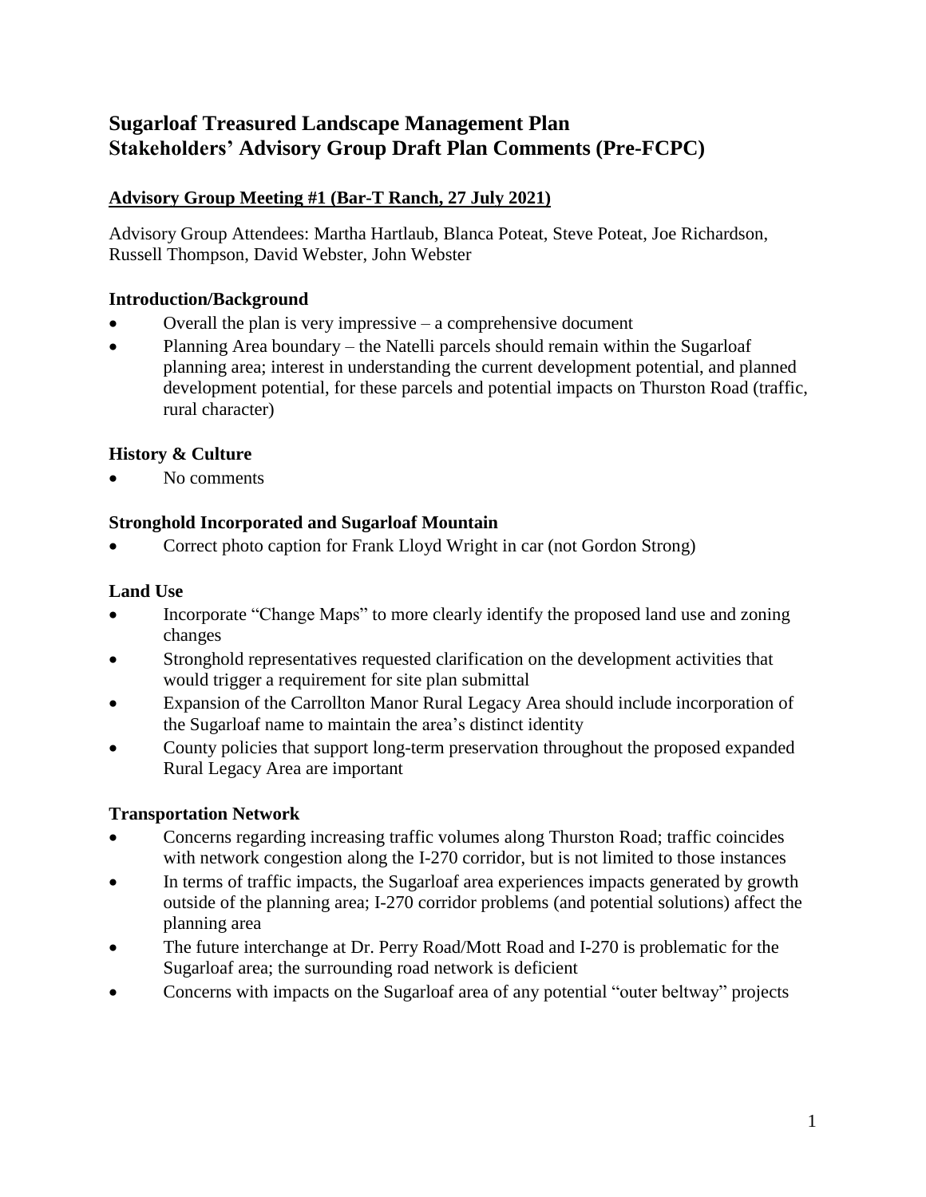# Sugarloaf Treasured Landscape Management Plan
# Stakeholders' Advisory Group Draft Plan Comments (Pre-FCPC)

## Advisory Group Meeting #1 (Bar-T Ranch, 27 July 2021)

Advisory Group Attendees: Martha Hartlaub, Blanca Poteat, Steve Poteat, Joe Richardson, Russell Thompson, David Webster, John Webster

### Introduction/Background

- Overall the plan is very impressive – a comprehensive document
- Planning Area boundary – the Natelli parcels should remain within the Sugarloaf planning area; interest in understanding the current development potential, and planned development potential, for these parcels and potential impacts on Thurston Road (traffic, rural character)

### History & Culture

- No comments

### Stronghold Incorporated and Sugarloaf Mountain

- Correct photo caption for Frank Lloyd Wright in car (not Gordon Strong)

### Land Use

- Incorporate "Change Maps" to more clearly identify the proposed land use and zoning changes
- Stronghold representatives requested clarification on the development activities that would trigger a requirement for site plan submittal
- Expansion of the Carrollton Manor Rural Legacy Area should include incorporation of the Sugarloaf name to maintain the area's distinct identity
- County policies that support long-term preservation throughout the proposed expanded Rural Legacy Area are important

### Transportation Network

- Concerns regarding increasing traffic volumes along Thurston Road; traffic coincides with network congestion along the I-270 corridor, but is not limited to those instances
- In terms of traffic impacts, the Sugarloaf area experiences impacts generated by growth outside of the planning area; I-270 corridor problems (and potential solutions) affect the planning area
- The future interchange at Dr. Perry Road/Mott Road and I-270 is problematic for the Sugarloaf area; the surrounding road network is deficient
- Concerns with impacts on the Sugarloaf area of any potential "outer beltway" projects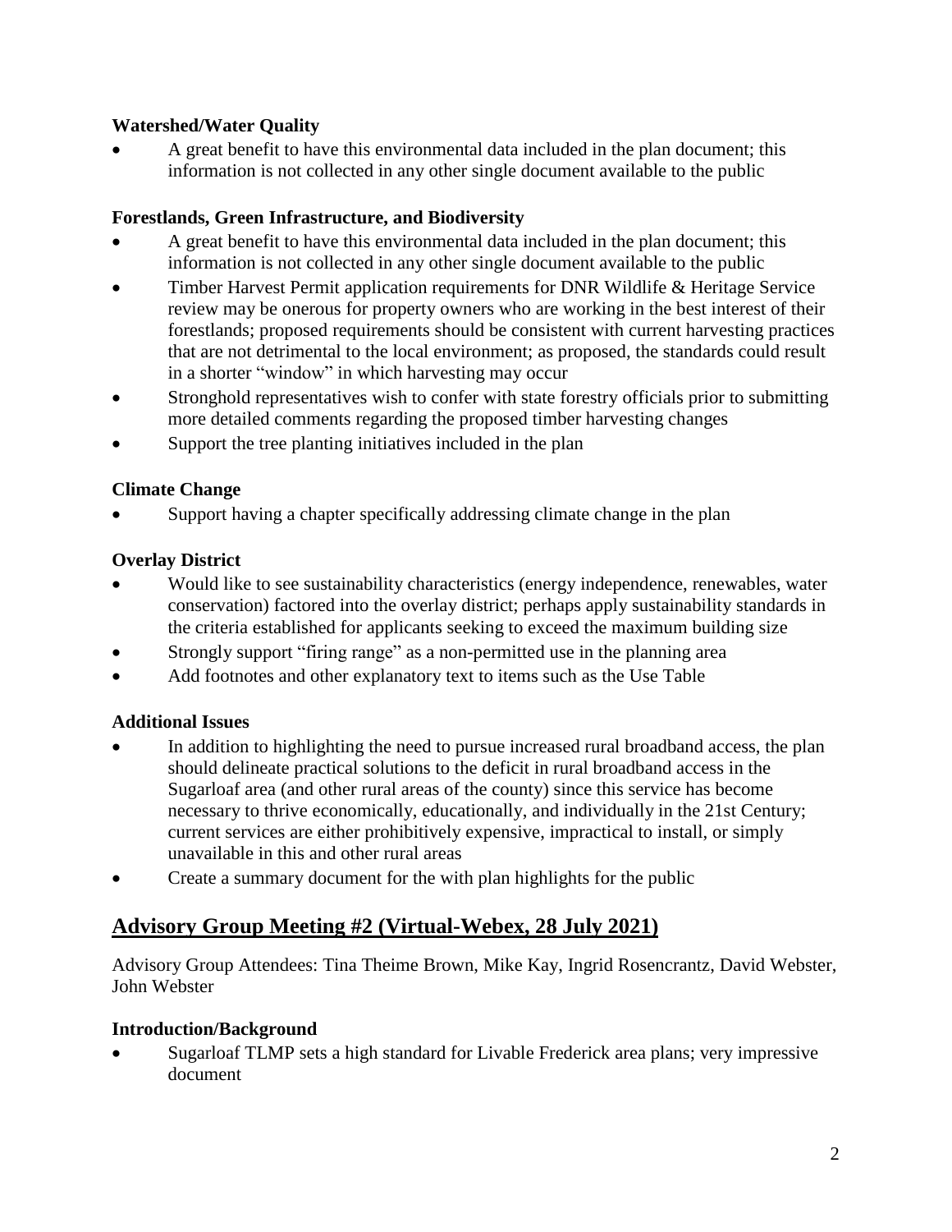**Watershed/Water Quality**

- A great benefit to have this environmental data included in the plan document; this information is not collected in any other single document available to the public

**Forestlands, Green Infrastructure, and Biodiversity**

- A great benefit to have this environmental data included in the plan document; this information is not collected in any other single document available to the public
- Timber Harvest Permit application requirements for DNR Wildlife & Heritage Service review may be onerous for property owners who are working in the best interest of their forestlands; proposed requirements should be consistent with current harvesting practices that are not detrimental to the local environment; as proposed, the standards could result in a shorter "window" in which harvesting may occur
- Stronghold representatives wish to confer with state forestry officials prior to submitting more detailed comments regarding the proposed timber harvesting changes
- Support the tree planting initiatives included in the plan

**Climate Change**

- Support having a chapter specifically addressing climate change in the plan

**Overlay District**

- Would like to see sustainability characteristics (energy independence, renewables, water conservation) factored into the overlay district; perhaps apply sustainability standards in the criteria established for applicants seeking to exceed the maximum building size
- Strongly support "firing range" as a non-permitted use in the planning area
- Add footnotes and other explanatory text to items such as the Use Table

**Additional Issues**

- In addition to highlighting the need to pursue increased rural broadband access, the plan should delineate practical solutions to the deficit in rural broadband access in the Sugarloaf area (and other rural areas of the county) since this service has become necessary to thrive economically, educationally, and individually in the 21st Century; current services are either prohibitively expensive, impractical to install, or simply unavailable in this and other rural areas
- Create a summary document for the with plan highlights for the public

## Advisory Group Meeting #2 (Virtual-Webex, 28 July 2021)

Advisory Group Attendees: Tina Theime Brown, Mike Kay, Ingrid Rosencrantz, David Webster, John Webster

**Introduction/Background**

- Sugarloaf TLMP sets a high standard for Livable Frederick area plans; very impressive document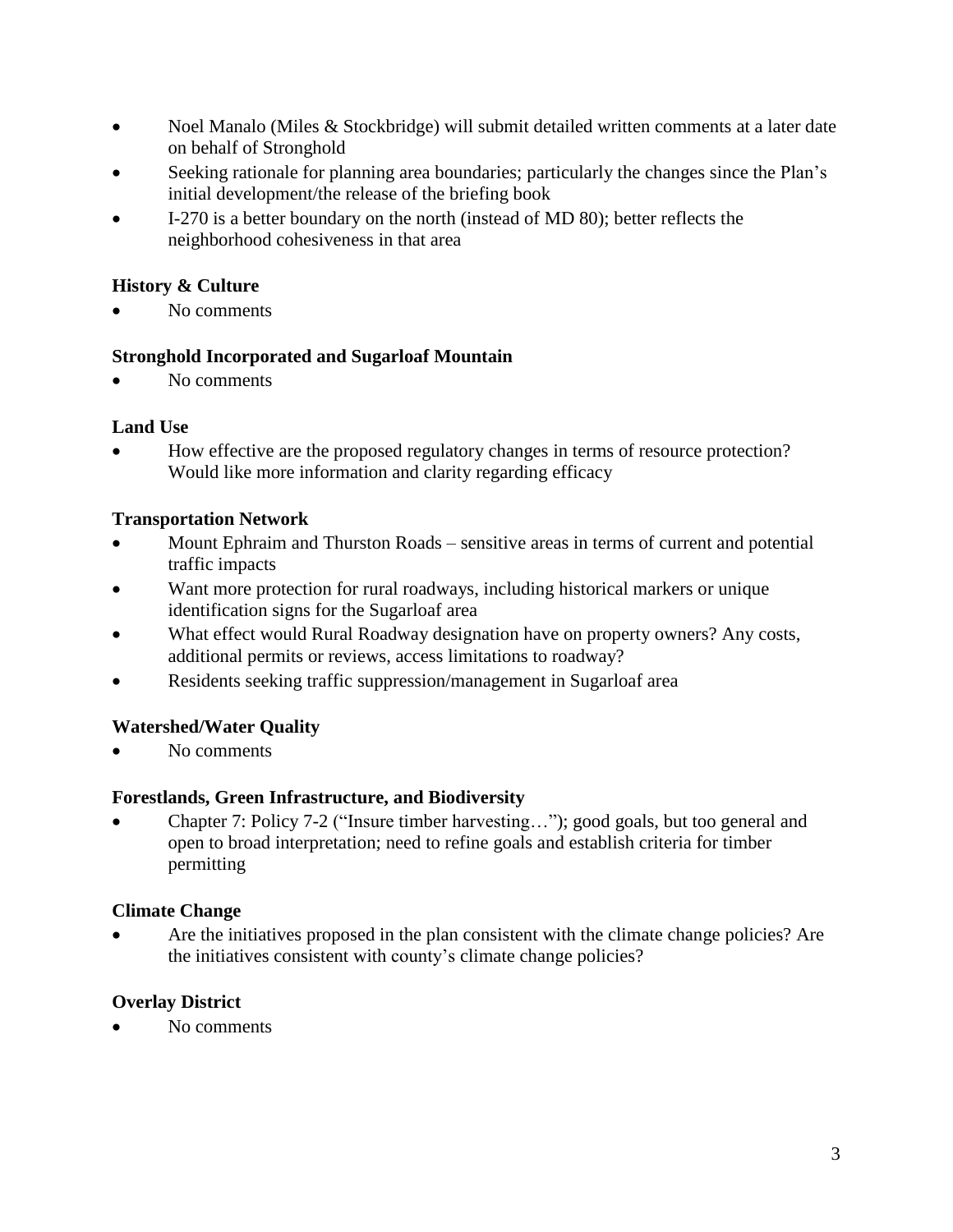- Noel Manalo (Miles & Stockbridge) will submit detailed written comments at a later date on behalf of Stronghold
- Seeking rationale for planning area boundaries; particularly the changes since the Plan's initial development/the release of the briefing book
- I-270 is a better boundary on the north (instead of MD 80); better reflects the neighborhood cohesiveness in that area

**History & Culture**

- No comments

**Stronghold Incorporated and Sugarloaf Mountain**

- No comments

**Land Use**

- How effective are the proposed regulatory changes in terms of resource protection? Would like more information and clarity regarding efficacy

**Transportation Network**

- Mount Ephraim and Thurston Roads – sensitive areas in terms of current and potential traffic impacts
- Want more protection for rural roadways, including historical markers or unique identification signs for the Sugarloaf area
- What effect would Rural Roadway designation have on property owners? Any costs, additional permits or reviews, access limitations to roadway?
- Residents seeking traffic suppression/management in Sugarloaf area

**Watershed/Water Quality**

- No comments

**Forestlands, Green Infrastructure, and Biodiversity**

- Chapter 7: Policy 7-2 ("Insure timber harvesting…"); good goals, but too general and open to broad interpretation; need to refine goals and establish criteria for timber permitting

**Climate Change**

- Are the initiatives proposed in the plan consistent with the climate change policies? Are the initiatives consistent with county's climate change policies?

**Overlay District**

- No comments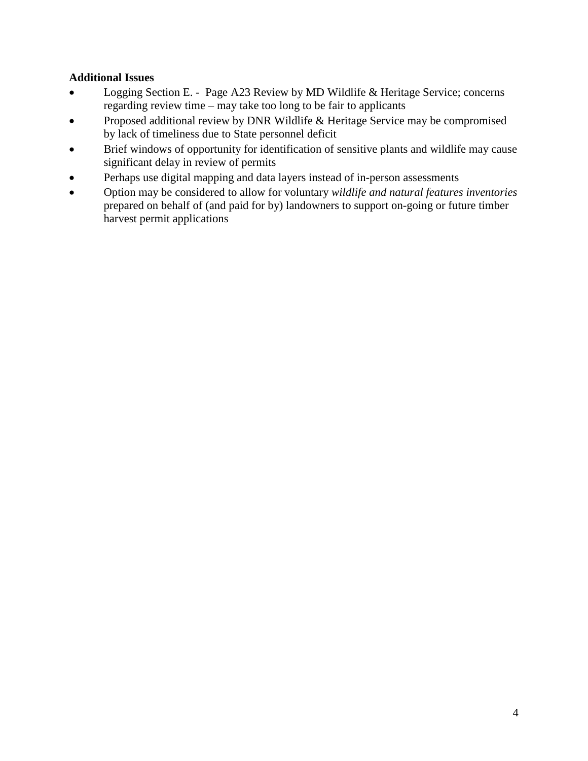**Additional Issues**

- Logging Section E. - Page A23 Review by MD Wildlife & Heritage Service; concerns regarding review time – may take too long to be fair to applicants
- Proposed additional review by DNR Wildlife & Heritage Service may be compromised by lack of timeliness due to State personnel deficit
- Brief windows of opportunity for identification of sensitive plants and wildlife may cause significant delay in review of permits
- Perhaps use digital mapping and data layers instead of in-person assessments
- Option may be considered to allow for voluntary *wildlife and natural features inventories* prepared on behalf of (and paid for by) landowners to support on-going or future timber harvest permit applications